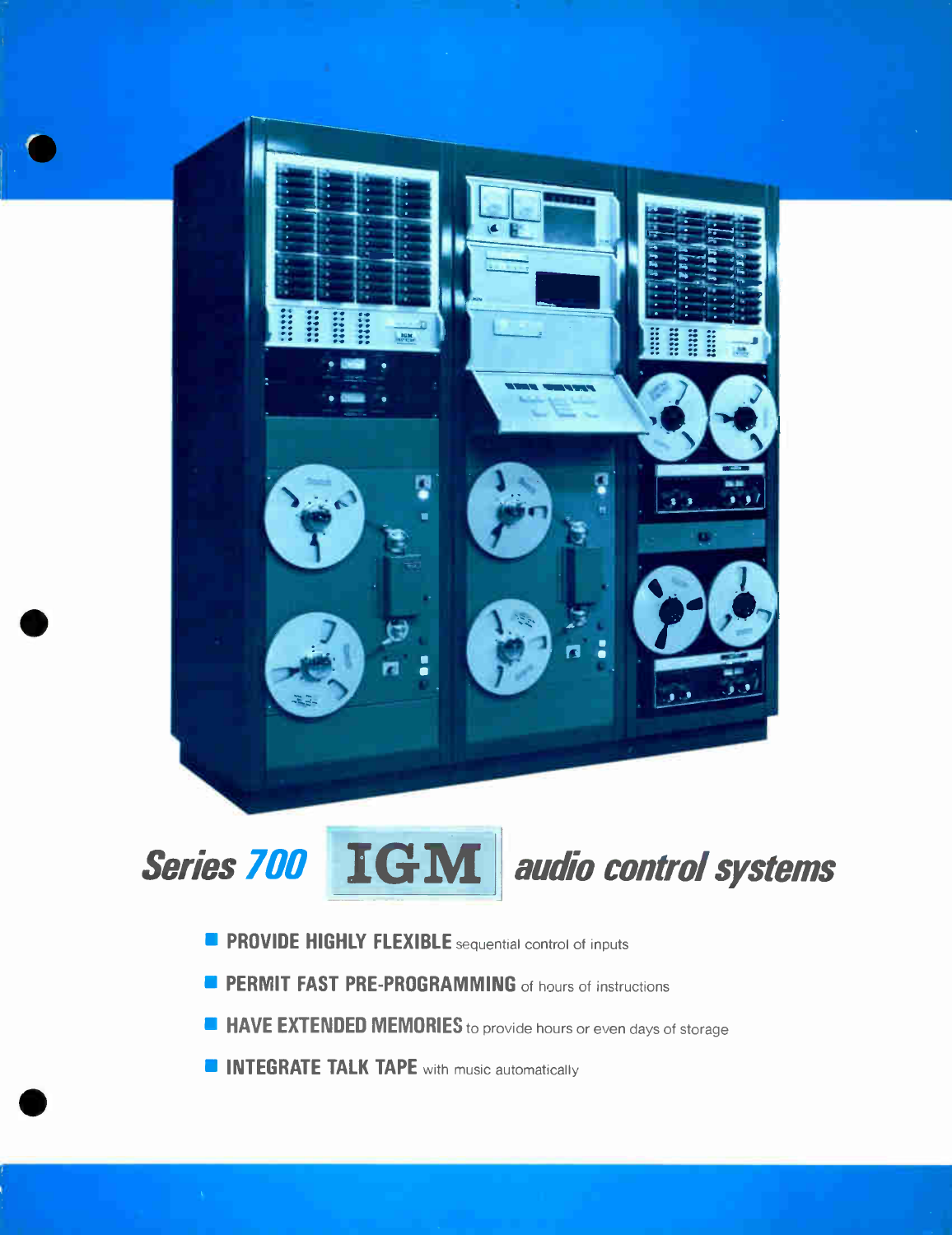# *Series 700* IGM *audio control systems*

- **PROVIDE HIGHLY FLEXIBLE** sequential control of inputs
- **PERMIT FAST PRE-PROGRAMMING** of hours of instructions
- **HAVE EXTENDED MEMORIES** to provide hours or even days of storage
- **INTEGRATE TALK TAPE** with music automatically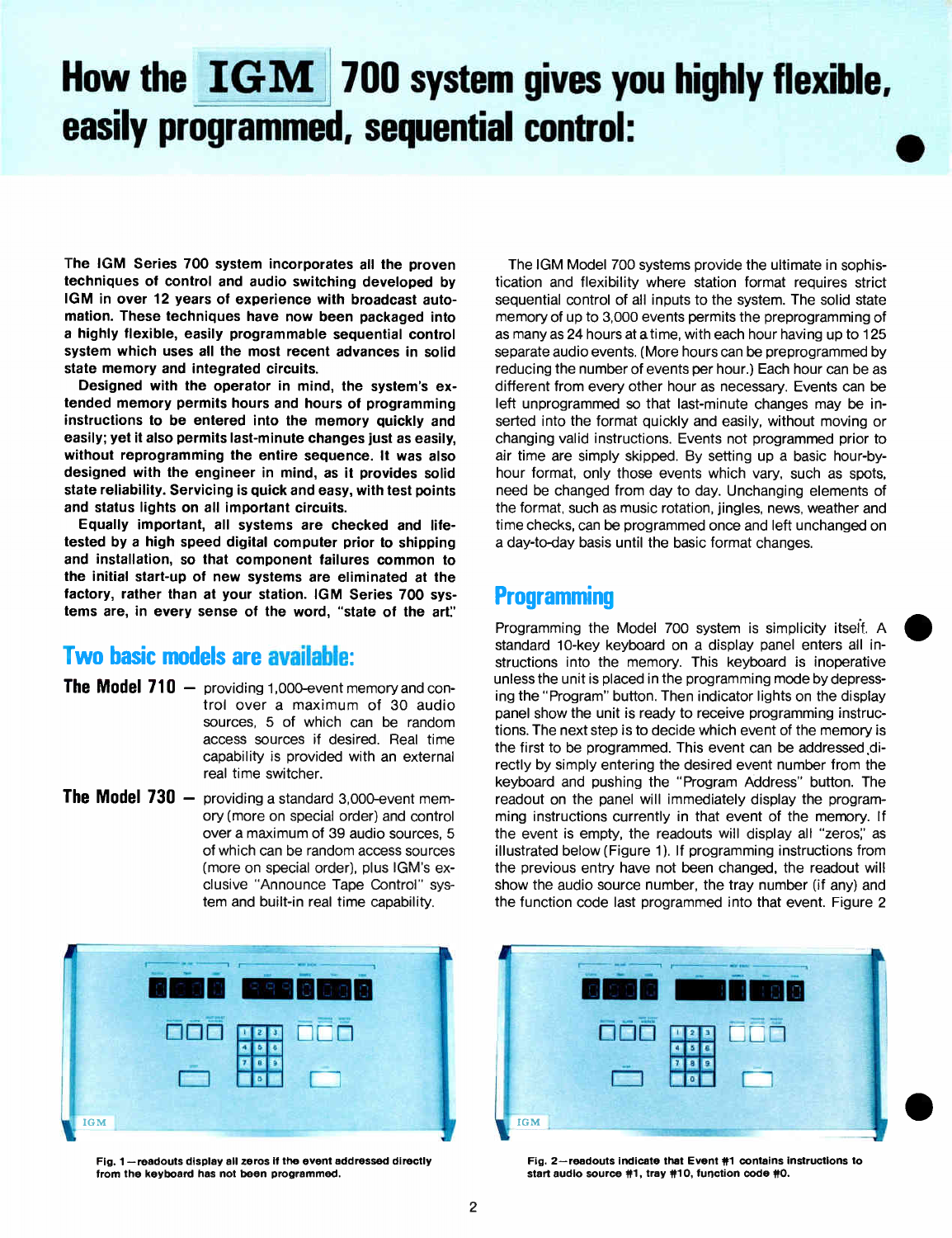# How the IGM 700 system gives you highly flexible, easily programmed, sequential control:

**The IGM Series 700 system incorporates all the proven techniques of control and audio switching developed by IGM in over 12 years of experience with broadcast automation. These techniques have now been packaged into a highly flexible, easily programmable sequential control system which uses all the most recent advances in solid state memory and integrated circuits.**

**Designed with the operator in mind, the system's extended memory permits hours and hours of programming instructions to be entered into the memory quickly and easily; yet it also permits last-minute changes just as easily, without reprogramming the entire sequence. It was also designed with the engineer in mind, as it provides solid state reliability. Servicing is quick and easy, with test points and status lights on all important circuits.**

**Equally important, all systems are checked and life-tested by a high speed digital computer prior to shipping and installation, so that component failures common to the initial start-up of new systems are eliminated at the factory, rather than at your station. IGM Series 700 systems are, in every sense of the word, "state of the art."**

## Two basic models are available:

**The Model 710** — providing 1,000-event memory and control over a maximum of 30 audio sources, 5 of which can be random access sources if desired. Real time capability is provided with an external real time switcher.

**The Model 730** — providing a standard 3,000-event memory (more on special order) and control over a maximum of 39 audio sources, 5 of which can be random access sources (more on special order), plus IGM's exclusive "Announce Tape Control" system and built-in real time capability.

The IGM Model 700 systems provide the ultimate in sophistication and flexibility where station format requires strict sequential control of all inputs to the system. The solid state memory of up to 3,000 events permits the preprogramming of as many as 24 hours at a time, with each hour having up to 125 separate audio events. (More hours can be preprogrammed by reducing the number of events per hour.) Each hour can be as different from every other hour as necessary. Events can be left unprogrammed so that last-minute changes may be inserted into the format quickly and easily, without moving or changing valid instructions. Events not programmed prior to air time are simply skipped. By setting up a basic hour-by-hour format, only those events which vary, such as spots, need be changed from day to day. Unchanging elements of the format, such as music rotation, jingles, news, weather and time checks, can be programmed once and left unchanged on a day-to-day basis until the basic format changes.

## Programming

Programming the Model 700 system is simplicity itself. A standard 10-key keyboard on a display panel enters all instructions into the memory. This keyboard is inoperative unless the unit is placed in the programming mode by depressing the "Program" button. Then indicator lights on the display panel show the unit is ready to receive programming instructions. The next step is to decide which event of the memory is the first to be programmed. This event can be addressed directly by simply entering the desired event number from the keyboard and pushing the "Program Address" button. The readout on the panel will immediately display the programming instructions currently in that event of the memory. If the event is empty, the readouts will display all "zeros," as illustrated below (Figure 1). If programming instructions from the previous entry have not been changed, the readout will show the audio source number, the tray number (if any) and the function code last programmed into that event. Figure 2

Fig. 1—readouts display all zeros if the event addressed directly from the keyboard has not been programmed.

Fig. 2—readouts indicate that Event #1 contains instructions to start audio source #1, tray #10, function code #0.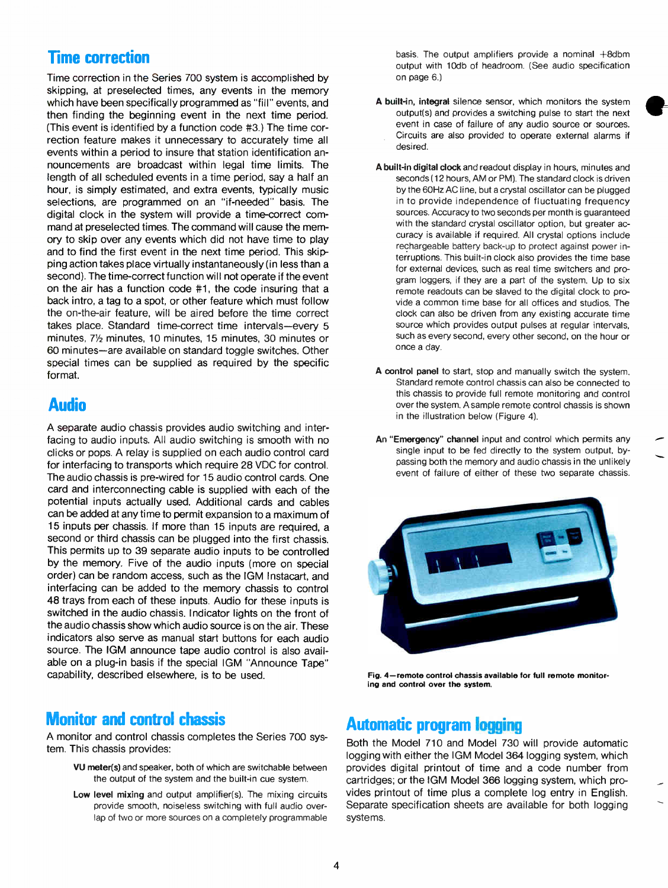## Time correction

Time correction in the Series 700 system is accomplished by skipping, at preselected times, any events in the memory which have been specifically programmed as "fill" events, and then finding the beginning event in the next time period. (This event is identified by a function code #3.) The time correction feature makes it unnecessary to accurately time all events within a period to insure that station identification announcements are broadcast within legal time limits. The length of all scheduled events in a time period, say a half an hour, is simply estimated, and extra events, typically music selections, are programmed on an "if-needed" basis. The digital clock in the system will provide a time-correct command at preselected times. The command will cause the memory to skip over any events which did not have time to play and to find the first event in the next time period. This skipping action takes place virtually instantaneously (in less than a second). The time-correct function will not operate if the event on the air has a function code #1, the code insuring that a back intro, a tag to a spot, or other feature which must follow the on-the-air feature, will be aired before the time correct takes place. Standard time-correct time intervals—every 5 minutes, 7½ minutes, 10 minutes, 15 minutes, 30 minutes or 60 minutes—are available on standard toggle switches. Other special times can be supplied as required by the specific format.

## Audio

A separate audio chassis provides audio switching and interfacing to audio inputs. All audio switching is smooth with no clicks or pops. A relay is supplied on each audio control card for interfacing to transports which require 28 VDC for control. The audio chassis is pre-wired for 15 audio control cards. One card and interconnecting cable is supplied with each of the potential inputs actually used. Additional cards and cables can be added at any time to permit expansion to a maximum of 15 inputs per chassis. If more than 15 inputs are required, a second or third chassis can be plugged into the first chassis. This permits up to 39 separate audio inputs to be controlled by the memory. Five of the audio inputs (more on special order) can be random access, such as the IGM Instacart, and interfacing can be added to the memory chassis to control 48 trays from each of these inputs. Audio for these inputs is switched in the audio chassis. Indicator lights on the front of the audio chassis show which audio source is on the air. These indicators also serve as manual start buttons for each audio source. The IGM announce tape audio control is also available on a plug-in basis if the special IGM "Announce Tape" capability, described elsewhere, is to be used.

## Monitor and control chassis

A monitor and control chassis completes the Series 700 system. This chassis provides:

**VU meter(s)** and speaker, both of which are switchable between the output of the system and the built-in cue system.

**Low level mixing** and output amplifier(s). The mixing circuits provide smooth, noiseless switching with full audio overlap of two or more sources on a completely programmable basis. The output amplifiers provide a nominal +8dbm output with 10db of headroom. (See audio specification on page 6.)

**A built-in, integral** silence sensor, which monitors the system output(s) and provides a switching pulse to start the next event in case of failure of any audio source or sources. Circuits are also provided to operate external alarms if desired.

**A built-in digital clock** and readout display in hours, minutes and seconds (12 hours, AM or PM). The standard clock is driven by the 60Hz AC line, but a crystal oscillator can be plugged in to provide independence of fluctuating frequency sources. Accuracy to two seconds per month is guaranteed with the standard crystal oscillator option, but greater accuracy is available if required. All crystal options include rechargeable battery back-up to protect against power interruptions. This built-in clock also provides the time base for external devices, such as real time switchers and program loggers, if they are a part of the system. Up to six remote readouts can be slaved to the digital clock to provide a common time base for all offices and studios. The clock can also be driven from any existing accurate time source which provides output pulses at regular intervals, such as every second, every other second, on the hour or once a day.

**A control panel** to start, stop and manually switch the system. Standard remote control chassis can also be connected to this chassis to provide full remote monitoring and control over the system. A sample remote control chassis is shown in the illustration below (Figure 4).

**An "Emergency" channel** input and control which permits any single input to be fed directly to the system output, bypassing both the memory and audio chassis in the unlikely event of failure of either of these two separate chassis.

**Fig. 4—remote control chassis available for full remote monitoring and control over the system.**

## Automatic program logging

Both the Model 710 and Model 730 will provide automatic logging with either the IGM Model 364 logging system, which provides digital printout of time and a code number from cartridges; or the IGM Model 366 logging system, which provides printout of time plus a complete log entry in English. Separate specification sheets are available for both logging systems.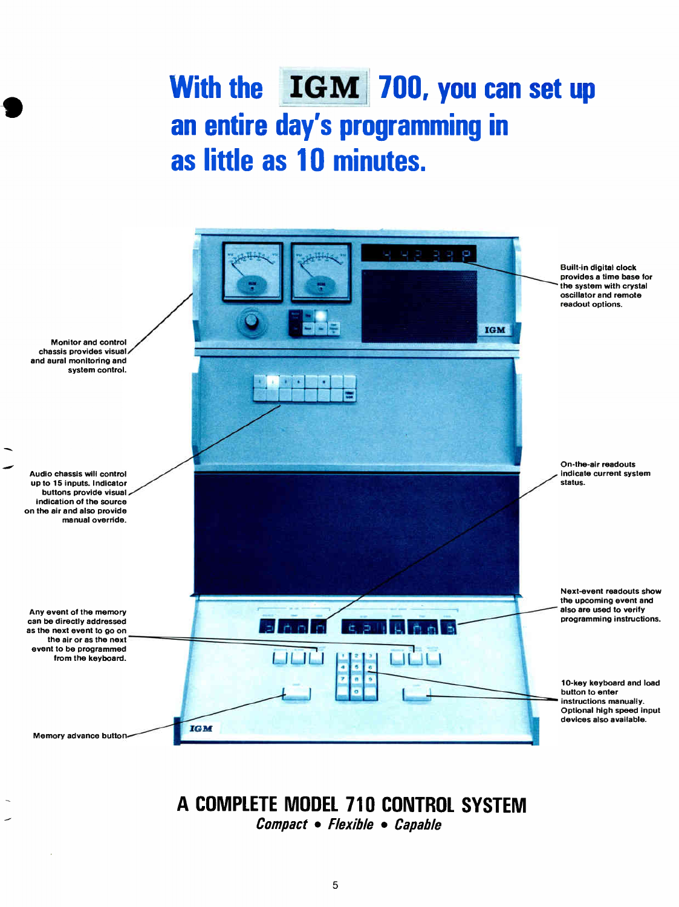# With the IGM 700, you can set up an entire day's programming in as little as 10 minutes.

Built-in digital clock provides a time base for the system with crystal oscillator and remote readout options.

Monitor and control chassis provides visual and aural monitoring and system control.

Audio chassis will control up to 15 inputs. Indicator buttons provide visual indication of the source on the air and also provide manual override.

On-the-air readouts indicate current system status.

Next-event readouts show the upcoming event and also are used to verify programming instructions.

Any event of the memory can be directly addressed as the next event to go on the air or as the next event to be programmed from the keyboard.

10-key keyboard and load button to enter instructions manually. Optional high speed input devices also available.

Memory advance button

## A COMPLETE MODEL 710 CONTROL SYSTEM

*Compact • Flexible • Capable*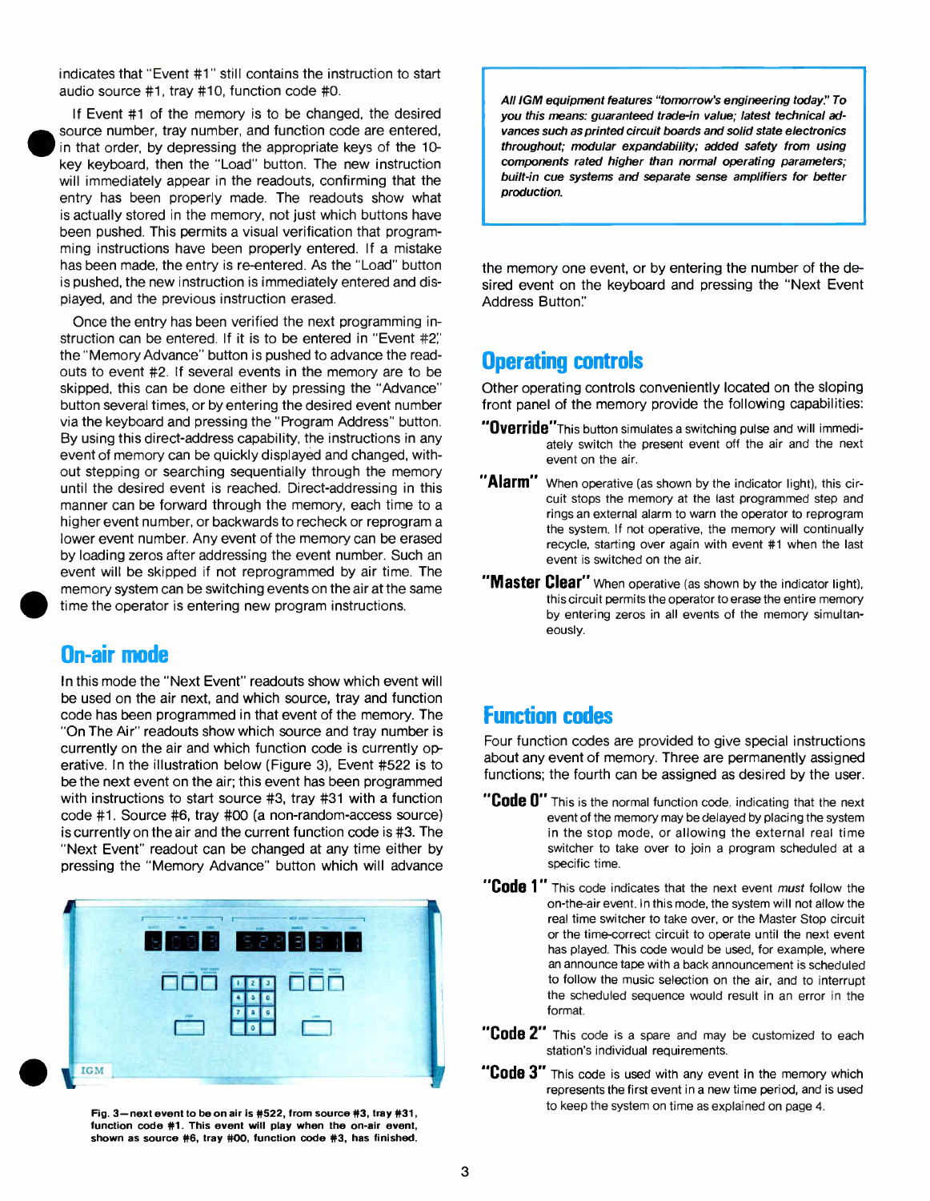indicates that "Event #1" still contains the instruction to start audio source #1, tray #10, function code #0.

If Event #1 of the memory is to be changed, the desired source number, tray number, and function code are entered, in that order, by depressing the appropriate keys of the 10-key keyboard, then the "Load" button. The new instruction will immediately appear in the readouts, confirming that the entry has been properly made. The readouts show what is actually stored in the memory, not just which buttons have been pushed. This permits a visual verification that programming instructions have been properly entered. If a mistake has been made, the entry is re-entered. As the "Load" button is pushed, the new instruction is immediately entered and displayed, and the previous instruction erased.

Once the entry has been verified the next programming instruction can be entered. If it is to be entered in "Event #2," the "Memory Advance" button is pushed to advance the readouts to event #2. If several events in the memory are to be skipped, this can be done either by pressing the "Advance" button several times, or by entering the desired event number via the keyboard and pressing the "Program Address" button. By using this direct-address capability, the instructions in any event of memory can be quickly displayed and changed, without stepping or searching sequentially through the memory until the desired event is reached. Direct-addressing in this manner can be forward through the memory, each time to a higher event number, or backwards to recheck or reprogram a lower event number. Any event of the memory can be erased by loading zeros after addressing the event number. Such an event will be skipped if not reprogrammed by air time. The memory system can be switching events on the air at the same time the operator is entering new program instructions.

## On-air mode

In this mode the "Next Event" readouts show which event will be used on the air next, and which source, tray and function code has been programmed in that event of the memory. The "On The Air" readouts show which source and tray number is currently on the air and which function code is currently operative. In the illustration below (Figure 3), Event #522 is to be the next event on the air; this event has been programmed with instructions to start source #3, tray #31 with a function code #1. Source #6, tray #00 (a non-random-access source) is currently on the air and the current function code is #3. The "Next Event" readout can be changed at any time either by pressing the "Memory Advance" button which will advance the memory one event, or by entering the number of the desired event on the keyboard and pressing the "Next Event Address Button."

**Fig. 3—next event to be on air is #522, from source #3, tray #31, function code #1. This event will play when the on-air event, shown as source #6, tray #00, function code #3, has finished.**

*All IGM equipment features "tomorrow's engineering today." To you this means: guaranteed trade-in value; latest technical advances such as printed circuit boards and solid state electronics throughout; modular expandability; added safety from using components rated higher than normal operating parameters; built-in cue systems and separate sense amplifiers for better production.*

## Operating controls

Other operating controls conveniently located on the sloping front panel of the memory provide the following capabilities:

**"Override"** This button simulates a switching pulse and will immediately switch the present event off the air and the next event on the air.

**"Alarm"** When operative (as shown by the indicator light), this circuit stops the memory at the last programmed step and rings an external alarm to warn the operator to reprogram the system. If not operative, the memory will continually recycle, starting over again with event #1 when the last event is switched on the air.

**"Master Clear"** When operative (as shown by the indicator light), this circuit permits the operator to erase the entire memory by entering zeros in all events of the memory simultaneously.

## Function codes

Four function codes are provided to give special instructions about any event of memory. Three are permanently assigned functions; the fourth can be assigned as desired by the user.

**"Code 0"** This is the normal function code, indicating that the next event of the memory may be delayed by placing the system in the stop mode, or allowing the external real time switcher to take over to join a program scheduled at a specific time.

**"Code 1"** This code indicates that the next event *must* follow the on-the-air event. In this mode, the system will not allow the real time switcher to take over, or the Master Stop circuit or the time-correct circuit to operate until the next event has played. This code would be used, for example, where an announce tape with a back announcement is scheduled to follow the music selection on the air, and to interrupt the scheduled sequence would result in an error in the format.

**"Code 2"** This code is a spare and may be customized to each station's individual requirements.

**"Code 3"** This code is used with any event in the memory which represents the first event in a new time period, and is used to keep the system on time as explained on page 4.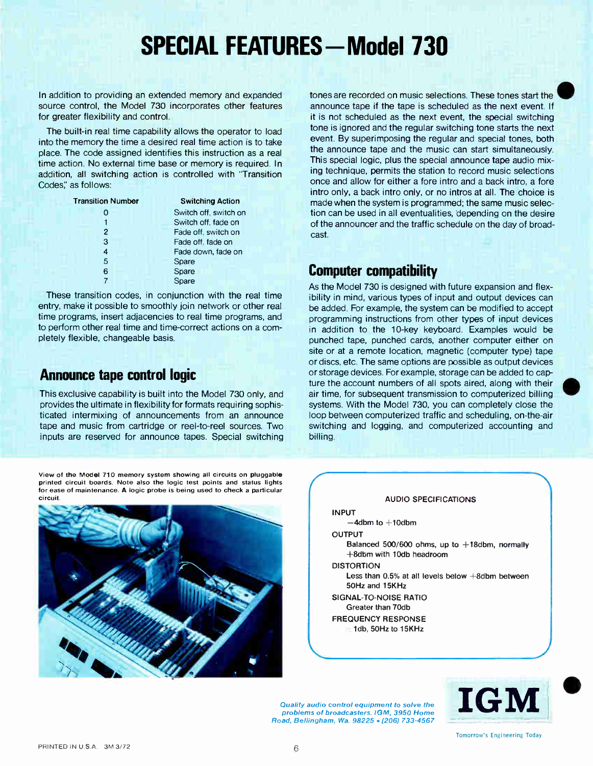# SPECIAL FEATURES—Model 730

In addition to providing an extended memory and expanded source control, the Model 730 incorporates other features for greater flexibility and control.

The built-in real time capability allows the operator to load into the memory the time a desired real time action is to take place. The code assigned identifies this instruction as a real time action. No external time base or memory is required. In addition, all switching action is controlled with "Transition Codes," as follows:

| Transition Number | Switching Action |
|---|---|
| 0 | Switch off, switch on |
| 1 | Switch off, fade on |
| 2 | Fade off, switch on |
| 3 | Fade off, fade on |
| 4 | Fade down, fade on |
| 5 | Spare |
| 6 | Spare |
| 7 | Spare |

These transition codes, in conjunction with the real time entry, make it possible to smoothly join network or other real time programs, insert adjacencies to real time programs, and to perform other real time and time-correct actions on a completely flexible, changeable basis.

## Announce tape control logic

This exclusive capability is built into the Model 730 only, and provides the ultimate in flexibility for formats requiring sophisticated intermixing of announcements from an announce tape and music from cartridge or reel-to-reel sources. Two inputs are reserved for announce tapes. Special switching tones are recorded on music selections. These tones start the announce tape if the tape is scheduled as the next event. If it is not scheduled as the next event, the special switching tone is ignored and the regular switching tone starts the next event. By superimposing the regular and special tones, both the announce tape and the music can start simultaneously. This special logic, plus the special announce tape audio mixing technique, permits the station to record music selections once and allow for either a fore intro and a back intro, a fore intro only, a back intro only, or no intros at all. The choice is made when the system is programmed; the same music selection can be used in all eventualities, depending on the desire of the announcer and the traffic schedule on the day of broadcast.

## Computer compatibility

As the Model 730 is designed with future expansion and flexibility in mind, various types of input and output devices can be added. For example, the system can be modified to accept programming instructions from other types of input devices in addition to the 10-key keyboard. Examples would be punched tape, punched cards, another computer either on site or at a remote location, magnetic (computer type) tape or discs, etc. The same options are possible as output devices or storage devices. For example, storage can be added to capture the account numbers of all spots aired, along with their air time, for subsequent transmission to computerized billing systems. With the Model 730, you can completely close the loop between computerized traffic and scheduling, on-the-air switching and logging, and computerized accounting and billing.

View of the Model 710 memory system showing all circuits on pluggable printed circuit boards. Note also the logic test points and status lights for ease of maintenance. A logic probe is being used to check a particular circuit.

**AUDIO SPECIFICATIONS**

INPUT
−4dbm to +10dbm

OUTPUT
Balanced 500/600 ohms, up to +18dbm, normally +8dbm with 10db headroom

DISTORTION
Less than 0.5% at all levels below +8dbm between 50Hz and 15KHz

SIGNAL-TO-NOISE RATIO
Greater than 70db

FREQUENCY RESPONSE
±1db, 50Hz to 15KHz

*Quality audio control equipment to solve the problems of broadcasters. IGM, 3950 Home Road, Bellingham, Wa. 98225 • (206) 733-4567*

**IGM**

Tomorrow's Engineering Today

PRINTED IN U.S.A. 3M 3/72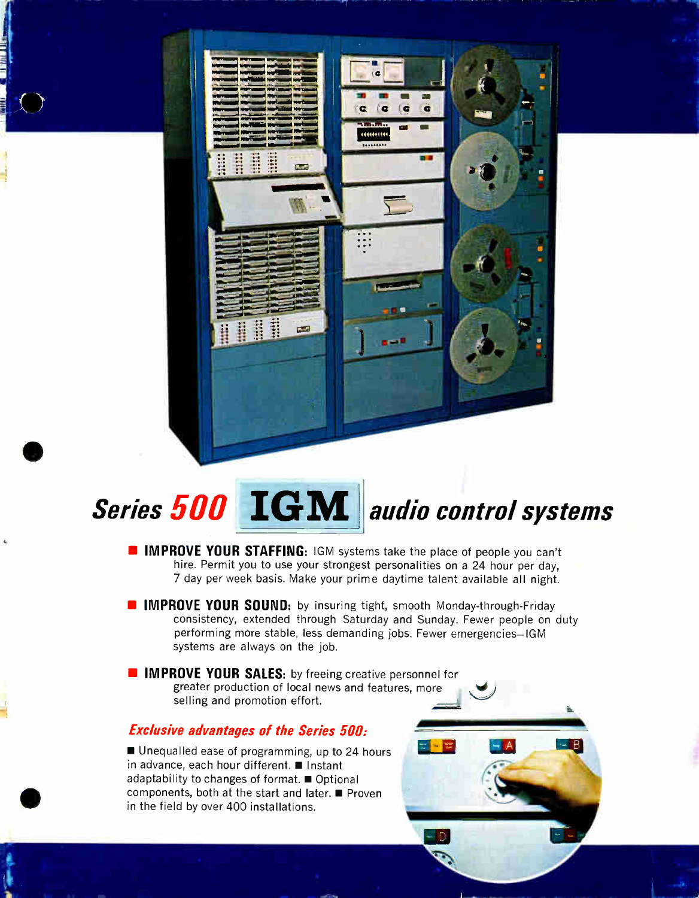# *Series 500* IGM *audio control systems*

- **IMPROVE YOUR STAFFING:** IGM systems take the place of people you can't hire. Permit you to use your strongest personalities on a 24 hour per day, 7 day per week basis. Make your prime daytime talent available all night.
- **IMPROVE YOUR SOUND:** by insuring tight, smooth Monday-through-Friday consistency, extended through Saturday and Sunday. Fewer people on duty performing more stable, less demanding jobs. Fewer emergencies—IGM systems are always on the job.
- **IMPROVE YOUR SALES:** by freeing creative personnel for greater production of local news and features, more selling and promotion effort.

### *Exclusive advantages of the Series 500:*

- Unequalled ease of programming, up to 24 hours in advance, each hour different.
- Instant adaptability to changes of format.
- Optional components, both at the start and later.
- Proven in the field by over 400 installations.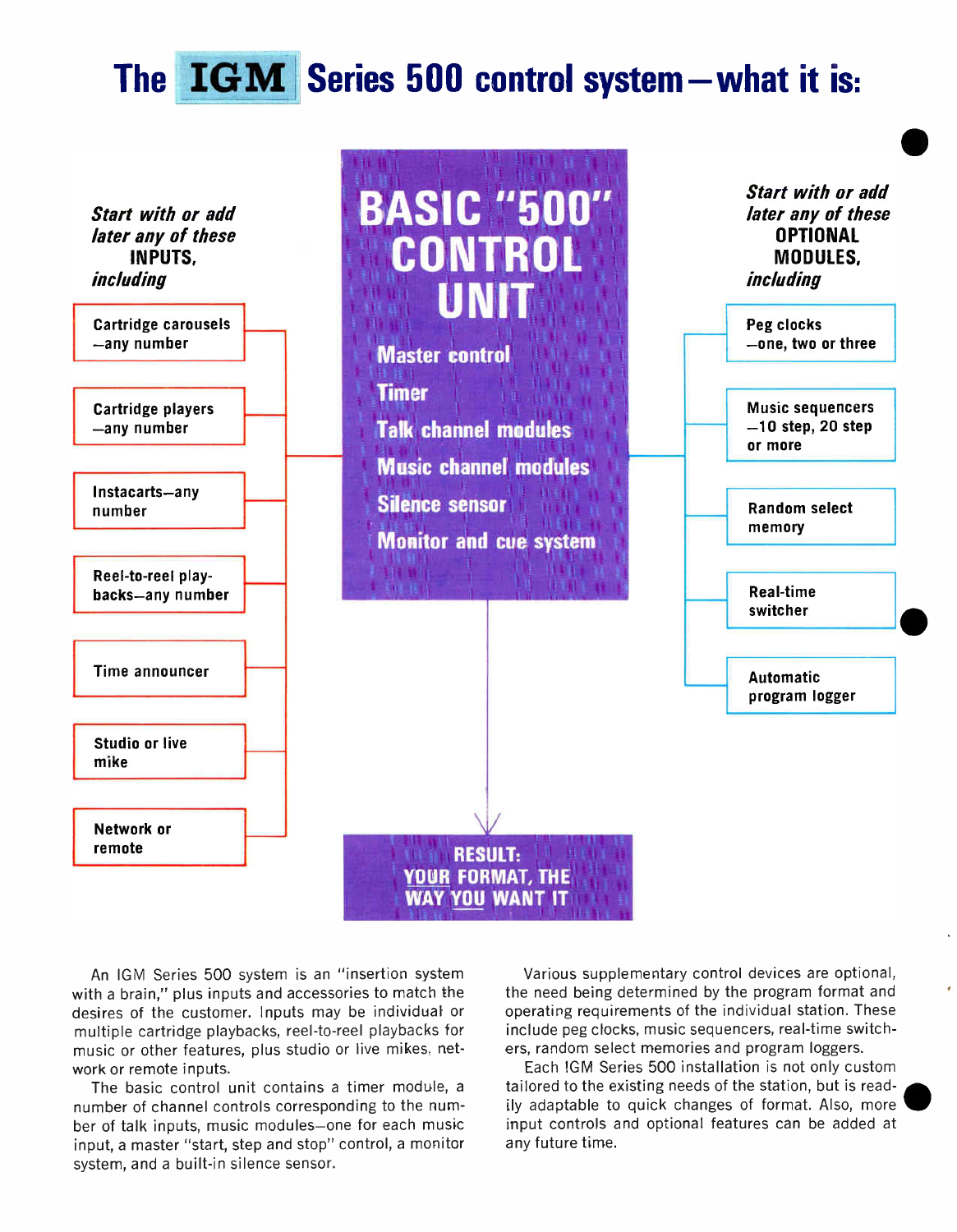# The IGM Series 500 control system—what it is:

*Start with or add later any of these* **INPUTS,** *including*

- Cartridge carousels —any number
- Cartridge players —any number
- Instacarts—any number
- Reel-to-reel playbacks—any number
- Time announcer
- Studio or live mike
- Network or remote

**BASIC "500" CONTROL UNIT**

- Master control
- Timer
- Talk channel modules
- Music channel modules
- Silence sensor
- Monitor and cue system

*Start with or add later any of these* **OPTIONAL MODULES,** *including*

- Peg clocks —one, two or three
- Music sequencers —10 step, 20 step or more
- Random select memory
- Real-time switcher
- Automatic program logger

**RESULT: YOUR FORMAT, THE WAY YOU WANT IT**

An IGM Series 500 system is an "insertion system with a brain," plus inputs and accessories to match the desires of the customer. Inputs may be individual or multiple cartridge playbacks, reel-to-reel playbacks for music or other features, plus studio or live mikes, network or remote inputs.

The basic control unit contains a timer module, a number of channel controls corresponding to the number of talk inputs, music modules—one for each music input, a master "start, step and stop" control, a monitor system, and a built-in silence sensor.

Various supplementary control devices are optional, the need being determined by the program format and operating requirements of the individual station. These include peg clocks, music sequencers, real-time switchers, random select memories and program loggers.

Each IGM Series 500 installation is not only custom tailored to the existing needs of the station, but is readily adaptable to quick changes of format. Also, more input controls and optional features can be added at any future time.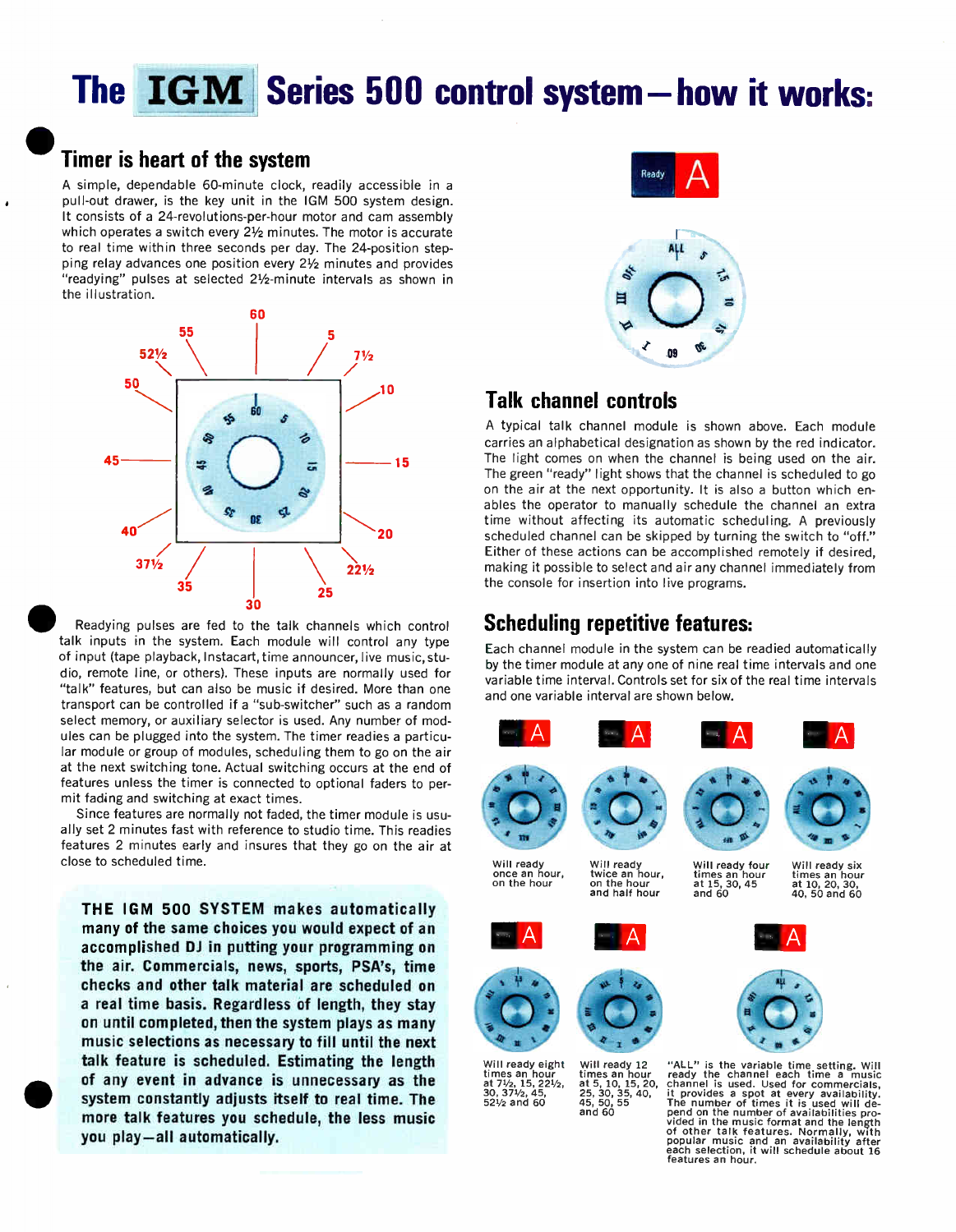# The IGM Series 500 control system—how it works:

## Timer is heart of the system

A simple, dependable 60-minute clock, readily accessible in a pull-out drawer, is the key unit in the IGM 500 system design. It consists of a 24-revolutions-per-hour motor and cam assembly which operates a switch every 2½ minutes. The motor is accurate to real time within three seconds per day. The 24-position stepping relay advances one position every 2½ minutes and provides "readying" pulses at selected 2½-minute intervals as shown in the illustration.

Readying pulses are fed to the talk channels which control talk inputs in the system. Each module will control any type of input (tape playback, Instacart, time announcer, live music, studio, remote line, or others). These inputs are normally used for "talk" features, but can also be music if desired. More than one transport can be controlled if a "sub-switcher" such as a random select memory, or auxiliary selector is used. Any number of modules can be plugged into the system. The timer readies a particular module or group of modules, scheduling them to go on the air at the next switching tone. Actual switching occurs at the end of features unless the timer is connected to optional faders to permit fading and switching at exact times.

Since features are normally not faded, the timer module is usually set 2 minutes fast with reference to studio time. This readies features 2 minutes early and insures that they go on the air at close to scheduled time.

**THE IGM 500 SYSTEM makes automatically many of the same choices you would expect of an accomplished DJ in putting your programming on the air. Commercials, news, sports, PSA's, time checks and other talk material are scheduled on a real time basis. Regardless of length, they stay on until completed, then the system plays as many music selections as necessary to fill until the next talk feature is scheduled. Estimating the length of any event in advance is unnecessary as the system constantly adjusts itself to real time. The more talk features you schedule, the less music you play—all automatically.**

## Talk channel controls

A typical talk channel module is shown above. Each module carries an alphabetical designation as shown by the red indicator. The light comes on when the channel is being used on the air. The green "ready" light shows that the channel is scheduled to go on the air at the next opportunity. It is also a button which enables the operator to manually schedule the channel an extra time without affecting its automatic scheduling. A previously scheduled channel can be skipped by turning the switch to "off." Either of these actions can be accomplished remotely if desired, making it possible to select and air any channel immediately from the console for insertion into live programs.

## Scheduling repetitive features:

Each channel module in the system can be readied automatically by the timer module at any one of nine real time intervals and one variable time interval. Controls set for six of the real time intervals and one variable interval are shown below.

Will ready once an hour, on the hour

Will ready twice an hour, on the hour and half hour

Will ready four times an hour at 15, 30, 45 and 60

Will ready six times an hour at 10, 20, 30, 40, 50 and 60

Will ready eight times an hour at 7½, 15, 22½, 30, 37½, 45, 52½ and 60

Will ready 12 times an hour at 5, 10, 15, 20, 25, 30, 35, 40, 45, 50, 55 and 60

"ALL" is the variable time setting. Will ready the channel each time a music channel is used. Used for commercials, it provides a spot at every availability. The number of times it is used will depend on the number of availabilities provided in the music format and the length of other talk features. Normally, with popular music and an availability after each selection, it will schedule about 16 features an hour.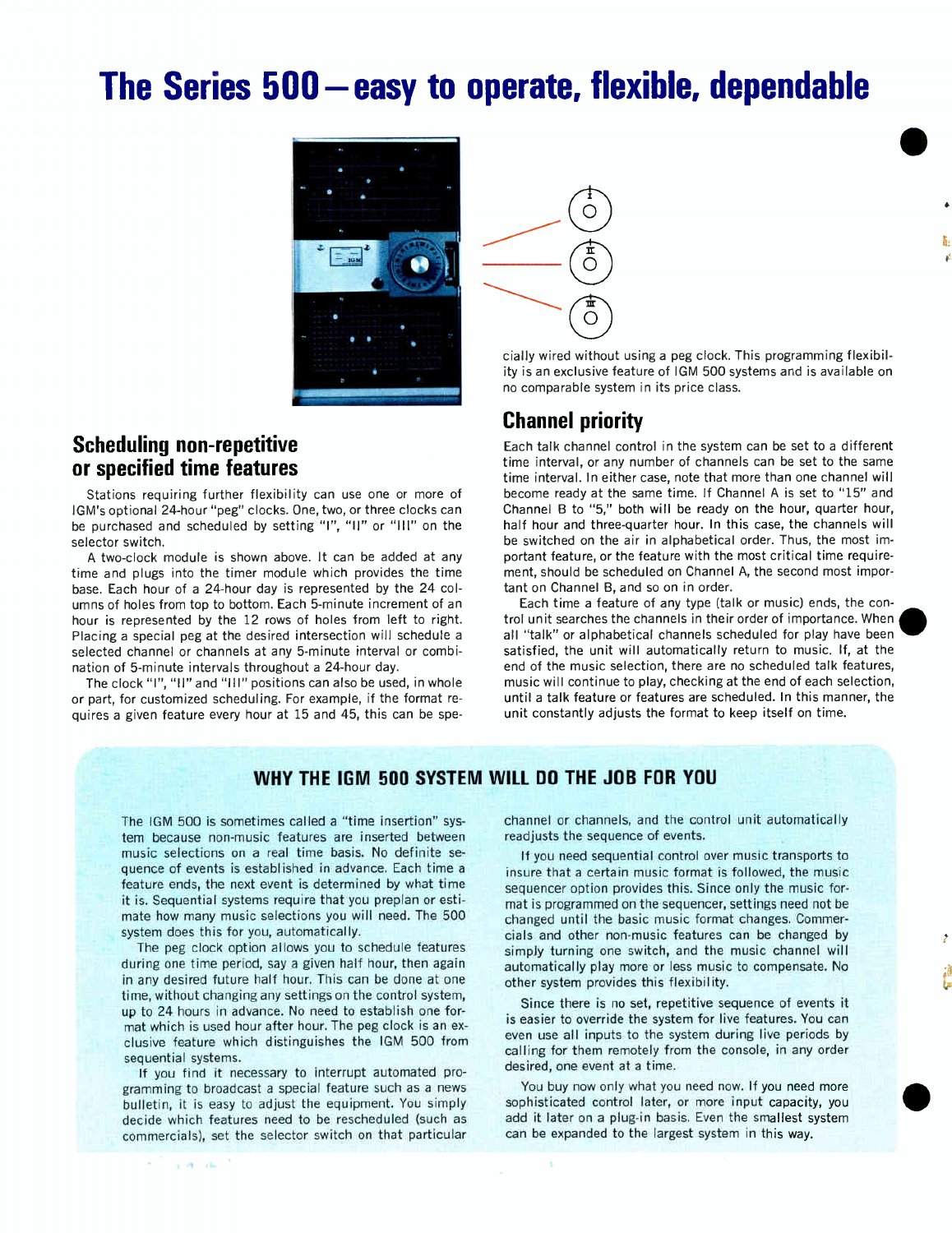# The Series 500—easy to operate, flexible, dependable

## Scheduling non-repetitive or specified time features

Stations requiring further flexibility can use one or more of IGM's optional 24-hour "peg" clocks. One, two, or three clocks can be purchased and scheduled by setting "I", "II" or "III" on the selector switch.

A two-clock module is shown above. It can be added at any time and plugs into the timer module which provides the time base. Each hour of a 24-hour day is represented by the 24 columns of holes from top to bottom. Each 5-minute increment of an hour is represented by the 12 rows of holes from left to right. Placing a special peg at the desired intersection will schedule a selected channel or channels at any 5-minute interval or combination of 5-minute intervals throughout a 24-hour day.

The clock "I", "II" and "III" positions can also be used, in whole or part, for customized scheduling. For example, if the format requires a given feature every hour at 15 and 45, this can be specially wired without using a peg clock. This programming flexibility is an exclusive feature of IGM 500 systems and is available on no comparable system in its price class.

## Channel priority

Each talk channel control in the system can be set to a different time interval, or any number of channels can be set to the same time interval. In either case, note that more than one channel will become ready at the same time. If Channel A is set to "15" and Channel B to "5," both will be ready on the hour, quarter hour, half hour and three-quarter hour. In this case, the channels will be switched on the air in alphabetical order. Thus, the most important feature, or the feature with the most critical time requirement, should be scheduled on Channel A, the second most important on Channel B, and so on in order.

Each time a feature of any type (talk or music) ends, the control unit searches the channels in their order of importance. When all "talk" or alphabetical channels scheduled for play have been satisfied, the unit will automatically return to music. If, at the end of the music selection, there are no scheduled talk features, music will continue to play, checking at the end of each selection, until a talk feature or features are scheduled. In this manner, the unit constantly adjusts the format to keep itself on time.

## WHY THE IGM 500 SYSTEM WILL DO THE JOB FOR YOU

The IGM 500 is sometimes called a "time insertion" system because non-music features are inserted between music selections on a real time basis. No definite sequence of events is established in advance. Each time a feature ends, the next event is determined by what time it is. Sequential systems require that you preplan or estimate how many music selections you will need. The 500 system does this for you, automatically.

The peg clock option allows you to schedule features during one time period, say a given half hour, then again in any desired future half hour. This can be done at one time, without changing any settings on the control system, up to 24 hours in advance. No need to establish one format which is used hour after hour. The peg clock is an exclusive feature which distinguishes the IGM 500 from sequential systems.

If you find it necessary to interrupt automated programming to broadcast a special feature such as a news bulletin, it is easy to adjust the equipment. You simply decide which features need to be rescheduled (such as commercials), set the selector switch on that particular channel or channels, and the control unit automatically readjusts the sequence of events.

If you need sequential control over music transports to insure that a certain music format is followed, the music sequencer option provides this. Since only the music format is programmed on the sequencer, settings need not be changed until the basic music format changes. Commercials and other non-music features can be changed by simply turning one switch, and the music channel will automatically play more or less music to compensate. No other system provides this flexibility.

Since there is no set, repetitive sequence of events it is easier to override the system for live features. You can even use all inputs to the system during live periods by calling for them remotely from the console, in any order desired, one event at a time.

You buy now only what you need now. If you need more sophisticated control later, or more input capacity, you add it later on a plug-in basis. Even the smallest system can be expanded to the largest system in this way.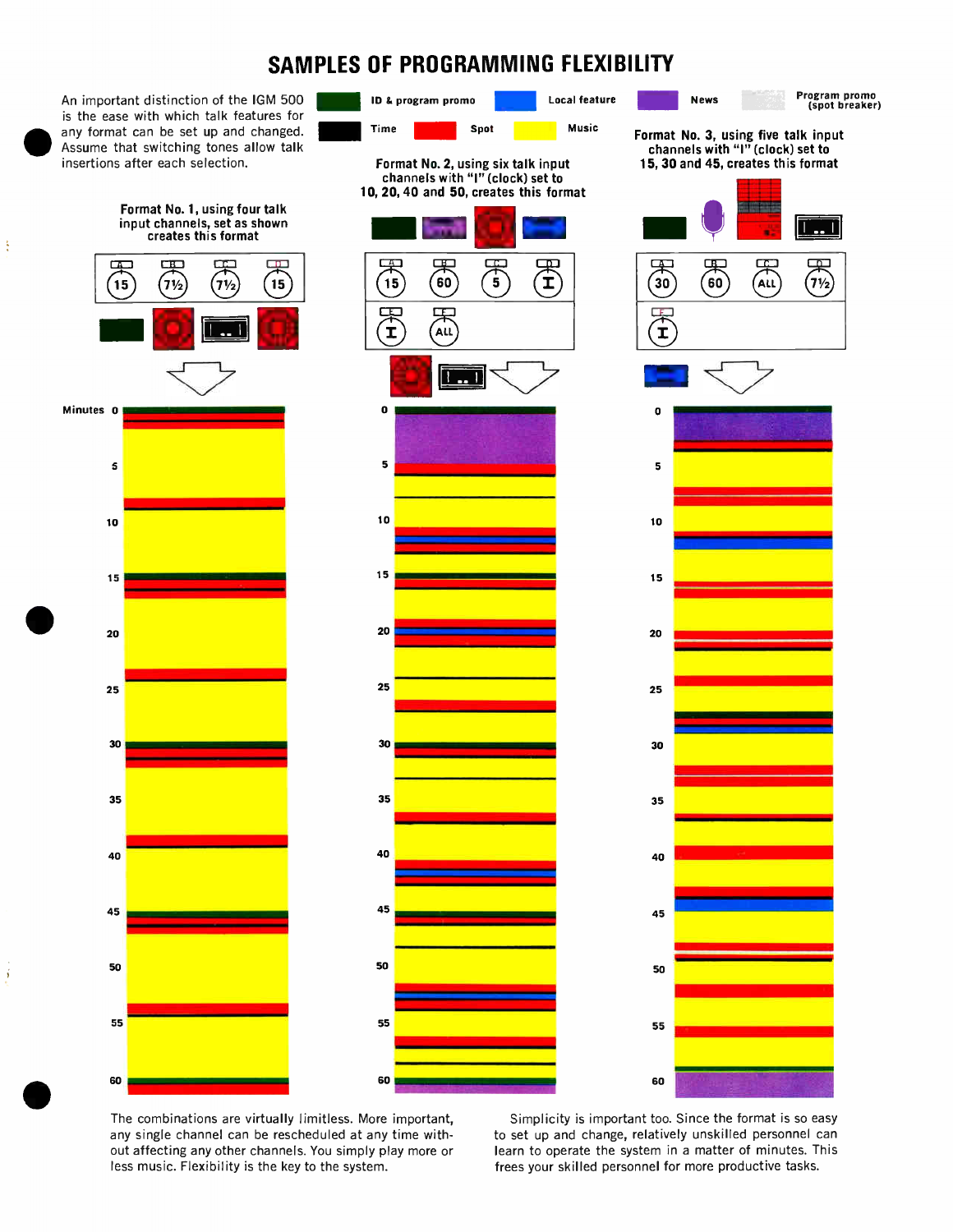# SAMPLES OF PROGRAMMING FLEXIBILITY

An important distinction of the IGM 500 is the ease with which talk features for any format can be set up and changed. Assume that switching tones allow talk insertions after each selection.

| Color | Meaning |
|---|---|
| Dark green | ID & program promo |
| Blue | Local feature |
| Purple | News |
| Light gray | Program promo (spot breaker) |
| Black | Time |
| Red | Spot |
| Yellow | Music |

**Format No. 1, using four talk input channels, set as shown creates this format**

| A | B | C | D |
|---|---|---|---|
| 15 | 7½ | 7½ | 15 |

**Format No. 2, using six talk input channels with "I" (clock) set to 10, 20, 40 and 50, creates this format**

| A | B | C | D | E | F |
|---|---|---|---|---|---|
| 15 | 60 | 5 | I | I | ALL |

**Format No. 3, using five talk input channels with "I" (clock) set to 15, 30 and 45, creates this format**

| A | B | C | D | E |
|---|---|---|---|---|
| 30 | 60 | ALL | 7½ | I |

Minutes 0 5 10 15 20 25 30 35 40 45 50 55 60

The combinations are virtually limitless. More important, any single channel can be rescheduled at any time without affecting any other channels. You simply play more or less music. Flexibility is the key to the system.

Simplicity is important too. Since the format is so easy to set up and change, relatively unskilled personnel can learn to operate the system in a matter of minutes. This frees your skilled personnel for more productive tasks.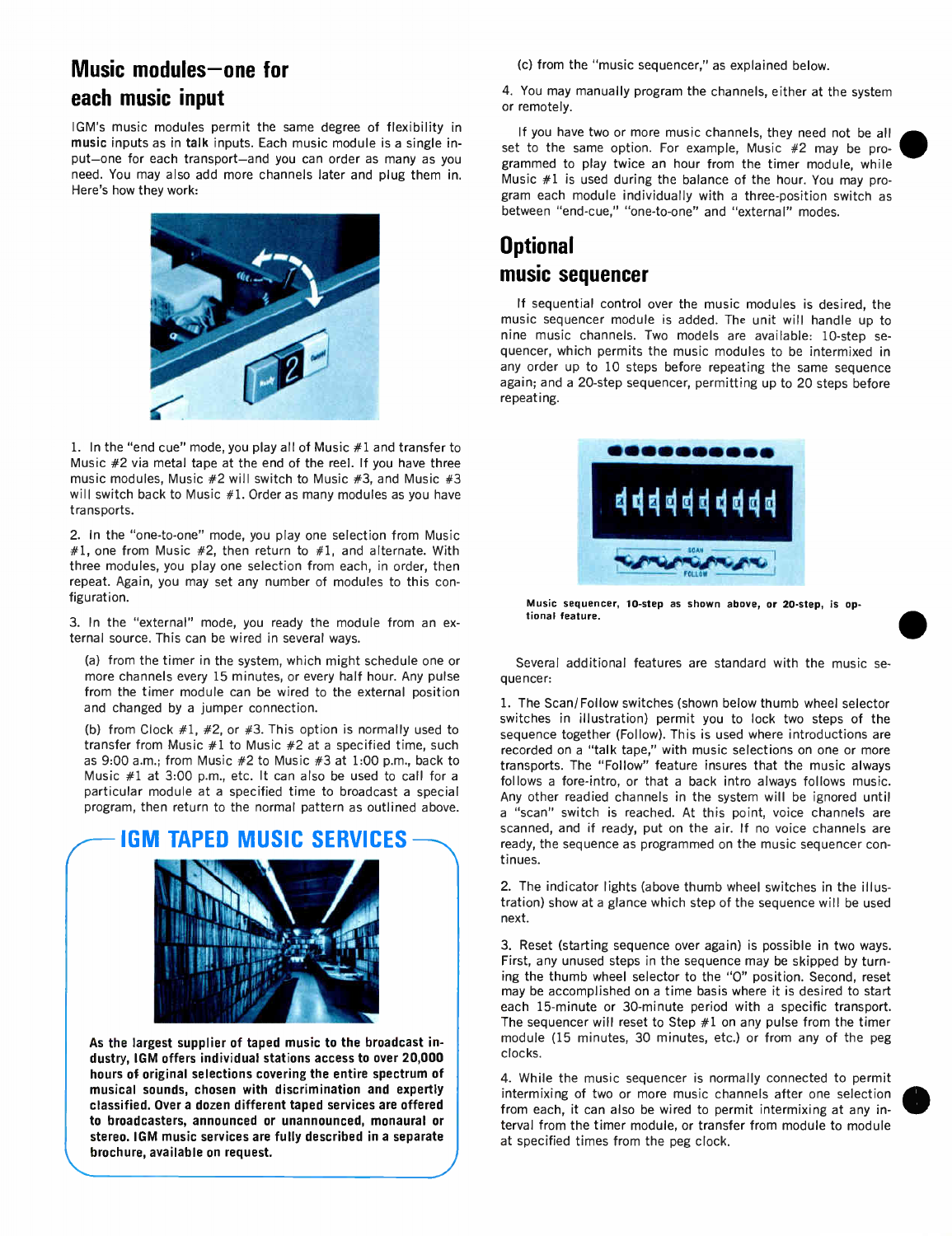## Music modules—one for each music input

IGM's music modules permit the same degree of flexibility in **music** inputs as in **talk** inputs. Each music module is a single input—one for each transport—and you can order as many as you need. You may also add more channels later and plug them in. Here's how they work:

1. In the "end cue" mode, you play all of Music #1 and transfer to Music #2 via metal tape at the end of the reel. If you have three music modules, Music #2 will switch to Music #3, and Music #3 will switch back to Music #1. Order as many modules as you have transports.

2. In the "one-to-one" mode, you play one selection from Music #1, one from Music #2, then return to #1, and alternate. With three modules, you play one selection from each, in order, then repeat. Again, you may set any number of modules to this configuration.

3. In the "external" mode, you ready the module from an external source. This can be wired in several ways.

   (a) from the timer in the system, which might schedule one or more channels every 15 minutes, or every half hour. Any pulse from the timer module can be wired to the external position and changed by a jumper connection.

   (b) from Clock #1, #2, or #3. This option is normally used to transfer from Music #1 to Music #2 at a specified time, such as 9:00 a.m.; from Music #2 to Music #3 at 1:00 p.m., back to Music #1 at 3:00 p.m., etc. It can also be used to call for a particular module at a specified time to broadcast a special program, then return to the normal pattern as outlined above.

   (c) from the "music sequencer," as explained below.

4. You may manually program the channels, either at the system or remotely.

If you have two or more music channels, they need not be all set to the same option. For example, Music #2 may be programmed to play twice an hour from the timer module, while Music #1 is used during the balance of the hour. You may program each module individually with a three-position switch as between "end-cue," "one-to-one" and "external" modes.

### IGM TAPED MUSIC SERVICES

**As the largest supplier of taped music to the broadcast industry, IGM offers individual stations access to over 20,000 hours of original selections covering the entire spectrum of musical sounds, chosen with discrimination and expertly classified. Over a dozen different taped services are offered to broadcasters, announced or unannounced, monaural or stereo. IGM music services are fully described in a separate brochure, available on request.**

## Optional music sequencer

If sequential control over the music modules is desired, the music sequencer module is added. The unit will handle up to nine music channels. Two models are available: 10-step sequencer, which permits the music modules to be intermixed in any order up to 10 steps before repeating the same sequence again; and a 20-step sequencer, permitting up to 20 steps before repeating.

**Music sequencer, 10-step as shown above, or 20-step, is optional feature.**

Several additional features are standard with the music sequencer:

1. The Scan/Follow switches (shown below thumb wheel selector switches in illustration) permit you to lock two steps of the sequence together (Follow). This is used where introductions are recorded on a "talk tape," with music selections on one or more transports. The "Follow" feature insures that the music always follows a fore-intro, or that a back intro always follows music. Any other readied channels in the system will be ignored until a "scan" switch is reached. At this point, voice channels are scanned, and if ready, put on the air. If no voice channels are ready, the sequence as programmed on the music sequencer continues.

2. The indicator lights (above thumb wheel switches in the illustration) show at a glance which step of the sequence will be used next.

3. Reset (starting sequence over again) is possible in two ways. First, any unused steps in the sequence may be skipped by turning the thumb wheel selector to the "O" position. Second, reset may be accomplished on a time basis where it is desired to start each 15-minute or 30-minute period with a specific transport. The sequencer will reset to Step #1 on any pulse from the timer module (15 minutes, 30 minutes, etc.) or from any of the peg clocks.

4. While the music sequencer is normally connected to permit intermixing of two or more music channels after one selection from each, it can also be wired to permit intermixing at any interval from the timer module, or transfer from module to module at specified times from the peg clock.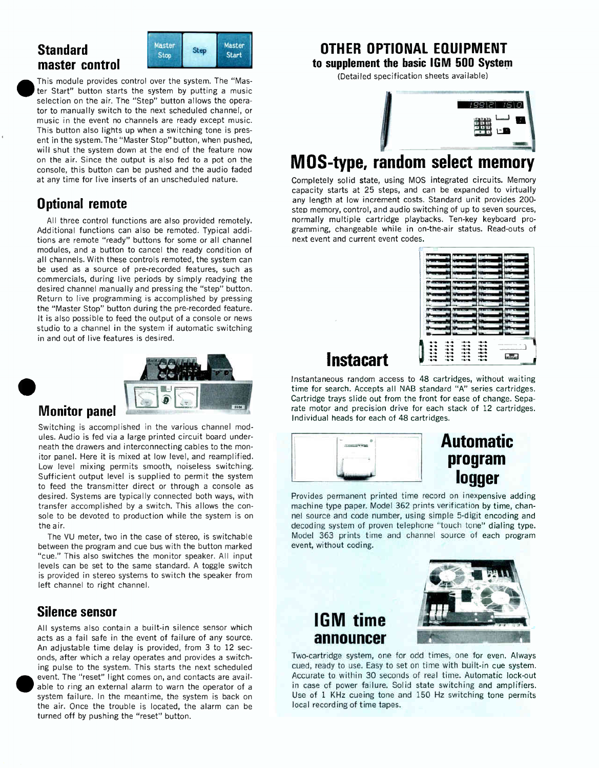## Standard master control

This module provides control over the system. The "Master Start" button starts the system by putting a music selection on the air. The "Step" button allows the operator to manually switch to the next scheduled channel, or music in the event no channels are ready except music. This button also lights up when a switching tone is present in the system. The "Master Stop" button, when pushed, will shut the system down at the end of the feature now on the air. Since the output is also fed to a pot on the console, this button can be pushed and the audio faded at any time for live inserts of an unscheduled nature.

## Optional remote

All three control functions are also provided remotely. Additional functions can also be remoted. Typical additions are remote "ready" buttons for some or all channel modules, and a button to cancel the ready condition of all channels. With these controls remoted, the system can be used as a source of pre-recorded features, such as commercials, during live periods by simply readying the desired channel manually and pressing the "step" button. Return to live programming is accomplished by pressing the "Master Stop" button during the pre-recorded feature. It is also possible to feed the output of a console or news studio to a channel in the system if automatic switching in and out of live features is desired.

## Monitor panel

Switching is accomplished in the various channel modules. Audio is fed via a large printed circuit board underneath the drawers and interconnecting cables to the monitor panel. Here it is mixed at low level, and reamplified. Low level mixing permits smooth, noiseless switching. Sufficient output level is supplied to permit the system to feed the transmitter direct or through a console as desired. Systems are typically connected both ways, with transfer accomplished by a switch. This allows the console to be devoted to production while the system is on the air.

The VU meter, two in the case of stereo, is switchable between the program and cue bus with the button marked "cue." This also switches the monitor speaker. All input levels can be set to the same standard. A toggle switch is provided in stereo systems to switch the speaker from left channel to right channel.

## Silence sensor

All systems also contain a built-in silence sensor which acts as a fail safe in the event of failure of any source. An adjustable time delay is provided, from 3 to 12 seconds, after which a relay operates and provides a switching pulse to the system. This starts the next scheduled event. The "reset" light comes on, and contacts are available to ring an external alarm to warn the operator of a system failure. In the meantime, the system is back on the air. Once the trouble is located, the alarm can be turned off by pushing the "reset" button.

# OTHER OPTIONAL EQUIPMENT

**to supplement the basic IGM 500 System**

(Detailed specification sheets available)

## MOS-type, random select memory

Completely solid state, using MOS integrated circuits. Memory capacity starts at 25 steps, and can be expanded to virtually any length at low increment costs. Standard unit provides 200-step memory, control, and audio switching of up to seven sources, normally multiple cartridge playbacks. Ten-key keyboard programming, changeable while in on-the-air status. Read-outs of next event and current event codes.

## Instacart

Instantaneous random access to 48 cartridges, without waiting time for search. Accepts all NAB standard "A" series cartridges. Cartridge trays slide out from the front for ease of change. Separate motor and precision drive for each stack of 12 cartridges. Individual heads for each of 48 cartridges.

## Automatic program logger

Provides permanent printed time record on inexpensive adding machine type paper. Model 362 prints verification by time, channel source and code number, using simple 5-digit encoding and decoding system of proven telephone "touch tone" dialing type. Model 363 prints time and channel source of each program event, without coding.

## IGM time announcer

Two-cartridge system, one for odd times, one for even. Always cued, ready to use. Easy to set on time with built-in cue system. Accurate to within 30 seconds of real time. Automatic lock-out in case of power failure. Solid state switching and amplifiers. Use of 1 KHz cueing tone and 150 Hz switching tone permits local recording of time tapes.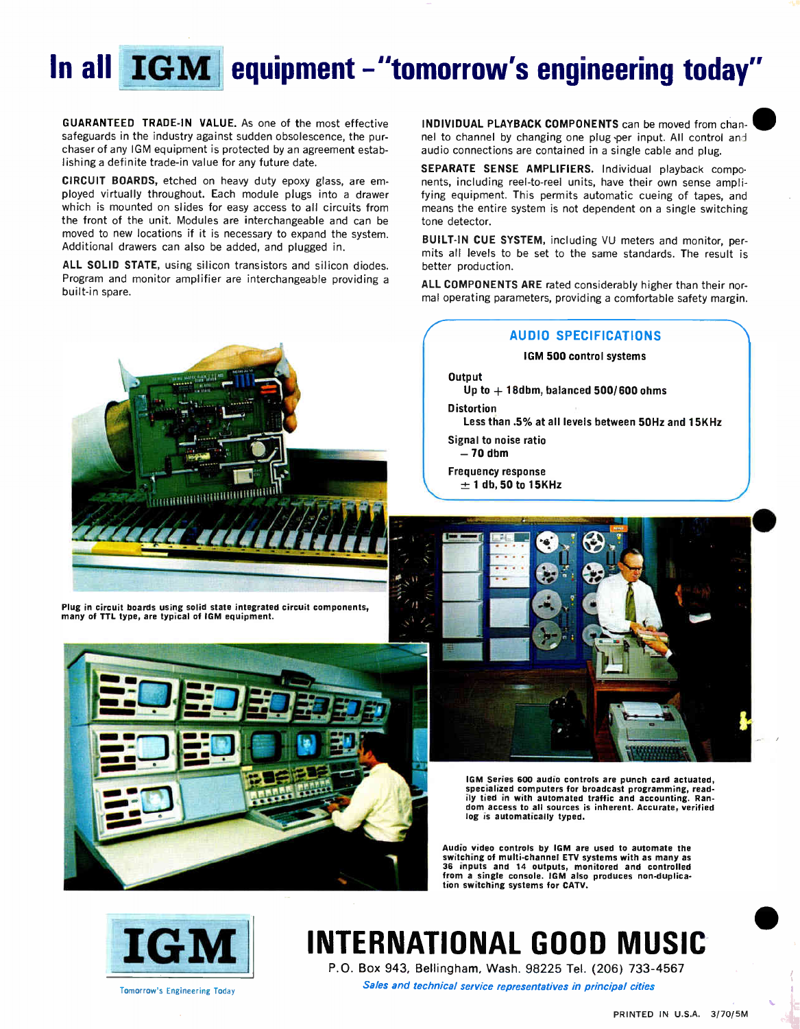# In all IGM equipment – "tomorrow's engineering today"

**GUARANTEED TRADE-IN VALUE.** As one of the most effective safeguards in the industry against sudden obsolescence, the purchaser of any IGM equipment is protected by an agreement establishing a definite trade-in value for any future date.

**CIRCUIT BOARDS,** etched on heavy duty epoxy glass, are employed virtually throughout. Each module plugs into a drawer which is mounted on slides for easy access to all circuits from the front of the unit. Modules are interchangeable and can be moved to new locations if it is necessary to expand the system. Additional drawers can also be added, and plugged in.

**ALL SOLID STATE,** using silicon transistors and silicon diodes. Program and monitor amplifier are interchangeable providing a built-in spare.

**INDIVIDUAL PLAYBACK COMPONENTS** can be moved from channel to channel by changing one plug per input. All control and audio connections are contained in a single cable and plug.

**SEPARATE SENSE AMPLIFIERS.** Individual playback components, including reel-to-reel units, have their own sense amplifying equipment. This permits automatic cueing of tapes, and means the entire system is not dependent on a single switching tone detector.

**BUILT-IN CUE SYSTEM,** including VU meters and monitor, permits all levels to be set to the same standards. The result is better production.

**ALL COMPONENTS ARE** rated considerably higher than their normal operating parameters, providing a comfortable safety margin.

## AUDIO SPECIFICATIONS

**IGM 500 control systems**

**Output**
Up to + 18dbm, balanced 500/600 ohms

**Distortion**
Less than .5% at all levels between 50Hz and 15KHz

**Signal to noise ratio**
– 70 dbm

**Frequency response**
± 1 db, 50 to 15KHz

**Plug in circuit boards using solid state integrated circuit components, many of TTL type, are typical of IGM equipment.**

**IGM Series 600 audio controls are punch card actuated, specialized computers for broadcast programming, readily tied in with automated traffic and accounting. Random access to all sources is inherent. Accurate, verified log is automatically typed.**

**Audio video controls by IGM are used to automate the switching of multi-channel ETV systems with as many as 36 inputs and 14 outputs, monitored and controlled from a single console. IGM also produces non-duplication switching systems for CATV.**

IGM

Tomorrow's Engineering Today

# INTERNATIONAL GOOD MUSIC

P.O. Box 943, Bellingham, Wash. 98225 Tel. (206) 733-4567

*Sales and technical service representatives in principal cities*

PRINTED IN U.S.A. 3/70/5M